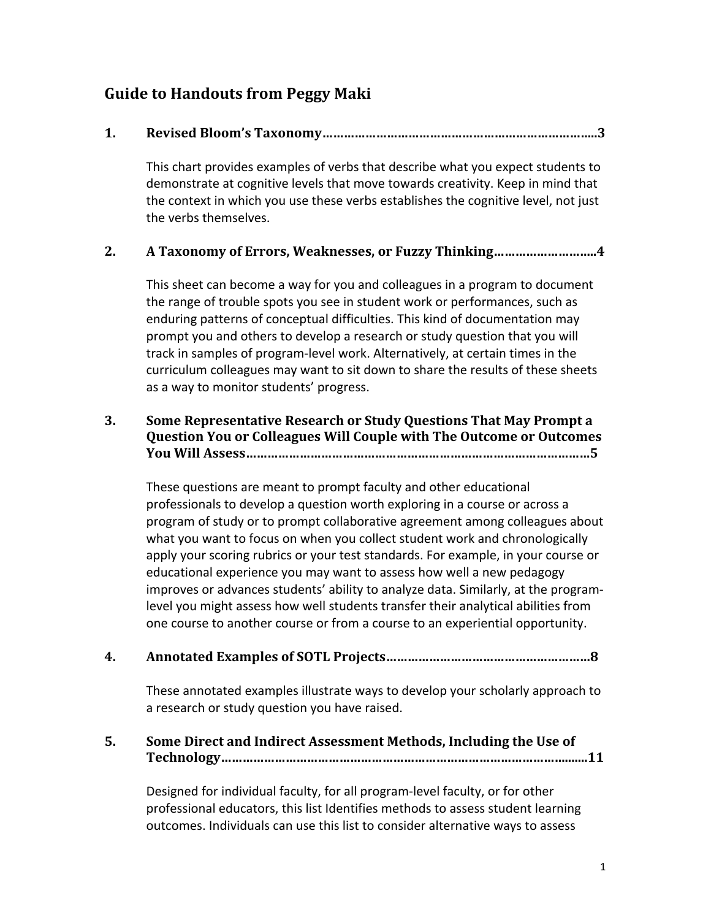# Guide to Handouts from Peggy Maki

**1. Revised Bloom's Taxonomy……………………………………………………………………..3**

This chart provides examples of verbs that describe what you expect students to demonstrate at cognitive levels that move towards creativity. Keep in mind that the context in which you use these verbs establishes the cognitive level, not just the verbs themselves.

**2. A Taxonomy of Errors, Weaknesses, or Fuzzy Thinking………………………..4**

This sheet can become a way for you and colleagues in a program to document the range of trouble spots you see in student work or performances, such as enduring patterns of conceptual difficulties. This kind of documentation may prompt you and others to develop a research or study question that you will track in samples of program-level work. Alternatively, at certain times in the curriculum colleagues may want to sit down to share the results of these sheets as a way to monitor students' progress.

**3. Some Representative Research or Study Questions That May Prompt a Question You or Colleagues Will Couple with The Outcome or Outcomes You Will Assess……………………………………………………………………………………5**

These questions are meant to prompt faculty and other educational professionals to develop a question worth exploring in a course or across a program of study or to prompt collaborative agreement among colleagues about what you want to focus on when you collect student work and chronologically apply your scoring rubrics or your test standards. For example, in your course or educational experience you may want to assess how well a new pedagogy improves or advances students' ability to analyze data. Similarly, at the program-level you might assess how well students transfer their analytical abilities from one course to another course or from a course to an experiential opportunity.

**4. Annotated Examples of SOTL Projects…………………………………………………8**

These annotated examples illustrate ways to develop your scholarly approach to a research or study question you have raised.

**5. Some Direct and Indirect Assessment Methods, Including the Use of Technology……………………………………………………………………………………………11**

Designed for individual faculty, for all program-level faculty, or for other professional educators, this list Identifies methods to assess student learning outcomes. Individuals can use this list to consider alternative ways to assess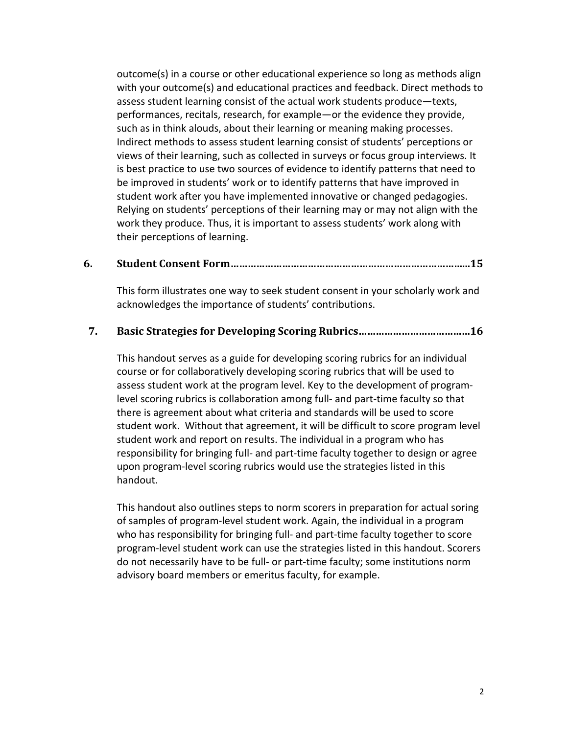outcome(s) in a course or other educational experience so long as methods align with your outcome(s) and educational practices and feedback. Direct methods to assess student learning consist of the actual work students produce—texts, performances, recitals, research, for example—or the evidence they provide, such as in think alouds, about their learning or meaning making processes. Indirect methods to assess student learning consist of students' perceptions or views of their learning, such as collected in surveys or focus group interviews. It is best practice to use two sources of evidence to identify patterns that need to be improved in students' work or to identify patterns that have improved in student work after you have implemented innovative or changed pedagogies. Relying on students' perceptions of their learning may or may not align with the work they produce. Thus, it is important to assess students' work along with their perceptions of learning.

**6. Student Consent Form……………………………………………………………………..15**

This form illustrates one way to seek student consent in your scholarly work and acknowledges the importance of students' contributions.

**7. Basic Strategies for Developing Scoring Rubrics…………………………………16**

This handout serves as a guide for developing scoring rubrics for an individual course or for collaboratively developing scoring rubrics that will be used to assess student work at the program level. Key to the development of program-level scoring rubrics is collaboration among full- and part-time faculty so that there is agreement about what criteria and standards will be used to score student work. Without that agreement, it will be difficult to score program level student work and report on results. The individual in a program who has responsibility for bringing full- and part-time faculty together to design or agree upon program-level scoring rubrics would use the strategies listed in this handout.

This handout also outlines steps to norm scorers in preparation for actual soring of samples of program-level student work. Again, the individual in a program who has responsibility for bringing full- and part-time faculty together to score program-level student work can use the strategies listed in this handout. Scorers do not necessarily have to be full- or part-time faculty; some institutions norm advisory board members or emeritus faculty, for example.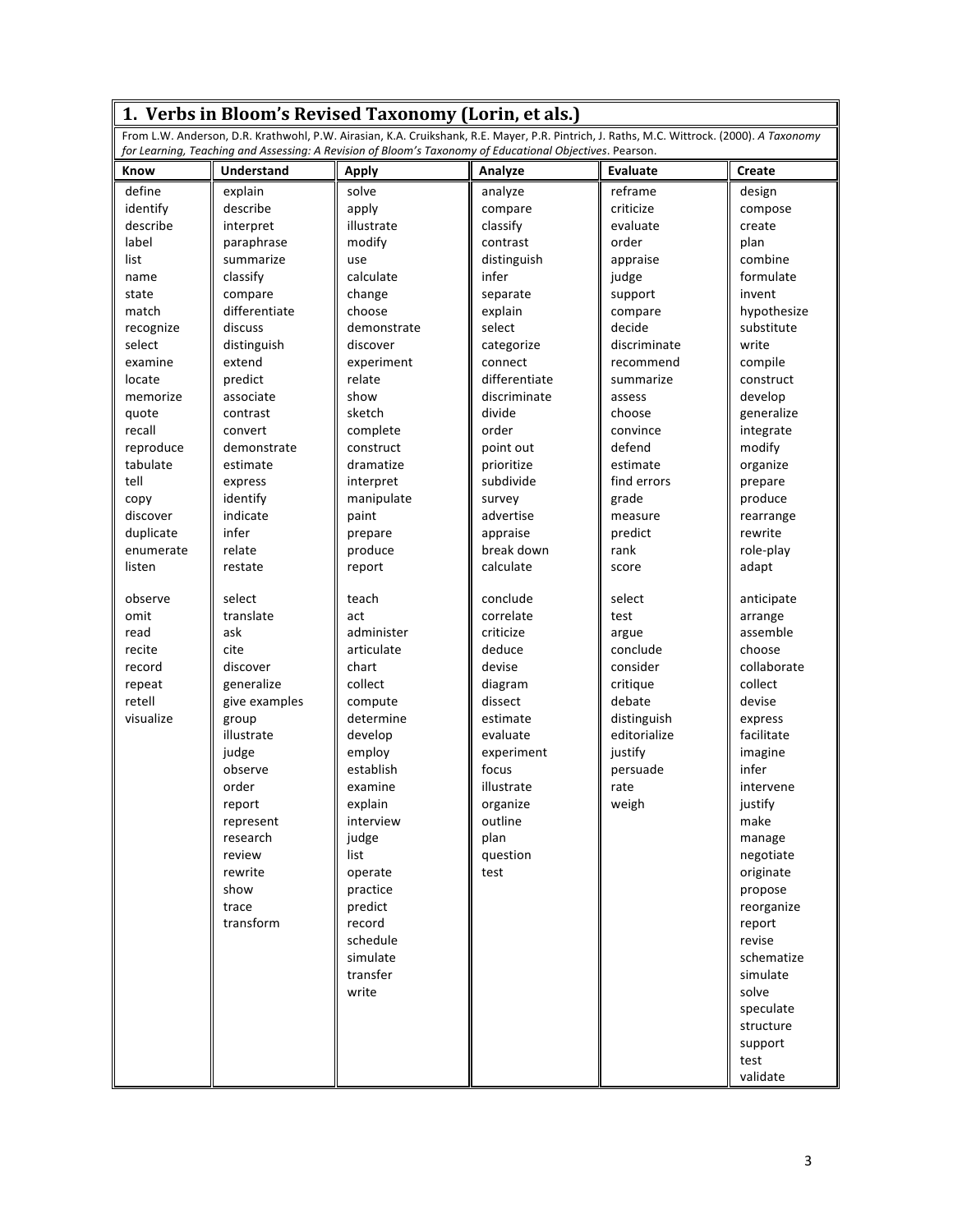## 1. Verbs in Bloom's Revised Taxonomy (Lorin, et als.)

From L.W. Anderson, D.R. Krathwohl, P.W. Airasian, K.A. Cruikshank, R.E. Mayer, P.R. Pintrich, J. Raths, M.C. Wittrock. (2000). *A Taxonomy for Learning, Teaching and Assessing: A Revision of Bloom's Taxonomy of Educational Objectives*. Pearson.

| Know | Understand | Apply | Analyze | Evaluate | Create |
|---|---|---|---|---|---|
| define | explain | solve | analyze | reframe | design |
| identify | describe | apply | compare | criticize | compose |
| describe | interpret | illustrate | classify | evaluate | create |
| label | paraphrase | modify | contrast | order | plan |
| list | summarize | use | distinguish | appraise | combine |
| name | classify | calculate | infer | judge | formulate |
| state | compare | change | separate | support | invent |
| match | differentiate | choose | explain | compare | hypothesize |
| recognize | discuss | demonstrate | select | decide | substitute |
| select | distinguish | discover | categorize | discriminate | write |
| examine | extend | experiment | connect | recommend | compile |
| locate | predict | relate | differentiate | summarize | construct |
| memorize | associate | show | discriminate | assess | develop |
| quote | contrast | sketch | divide | choose | generalize |
| recall | convert | complete | order | convince | integrate |
| reproduce | demonstrate | construct | point out | defend | modify |
| tabulate | estimate | dramatize | prioritize | estimate | organize |
| tell | express | interpret | subdivide | find errors | prepare |
| copy | identify | manipulate | survey | grade | produce |
| discover | indicate | paint | advertise | measure | rearrange |
| duplicate | infer | prepare | appraise | predict | rewrite |
| enumerate | relate | produce | break down | rank | role-play |
| listen | restate | report | calculate | score | adapt |
| observe | select | teach | conclude | select | anticipate |
| omit | translate | act | correlate | test | arrange |
| read | ask | administer | criticize | argue | assemble |
| recite | cite | articulate | deduce | conclude | choose |
| record | discover | chart | devise | consider | collaborate |
| repeat | generalize | collect | diagram | critique | collect |
| retell | give examples | compute | dissect | debate | devise |
| visualize | group | determine | estimate | distinguish | express |
| | illustrate | develop | evaluate | editorialize | facilitate |
| | judge | employ | experiment | justify | imagine |
| | observe | establish | focus | persuade | infer |
| | order | examine | illustrate | rate | intervene |
| | report | explain | organize | weigh | justify |
| | represent | interview | outline | | make |
| | research | judge | plan | | manage |
| | review | list | question | | negotiate |
| | rewrite | operate | test | | originate |
| | show | practice | | | propose |
| | trace | predict | | | reorganize |
| | transform | record | | | report |
| | | schedule | | | revise |
| | | simulate | | | schematize |
| | | transfer | | | simulate |
| | | write | | | solve |
| | | | | | speculate |
| | | | | | structure |
| | | | | | support |
| | | | | | test |
| | | | | | validate |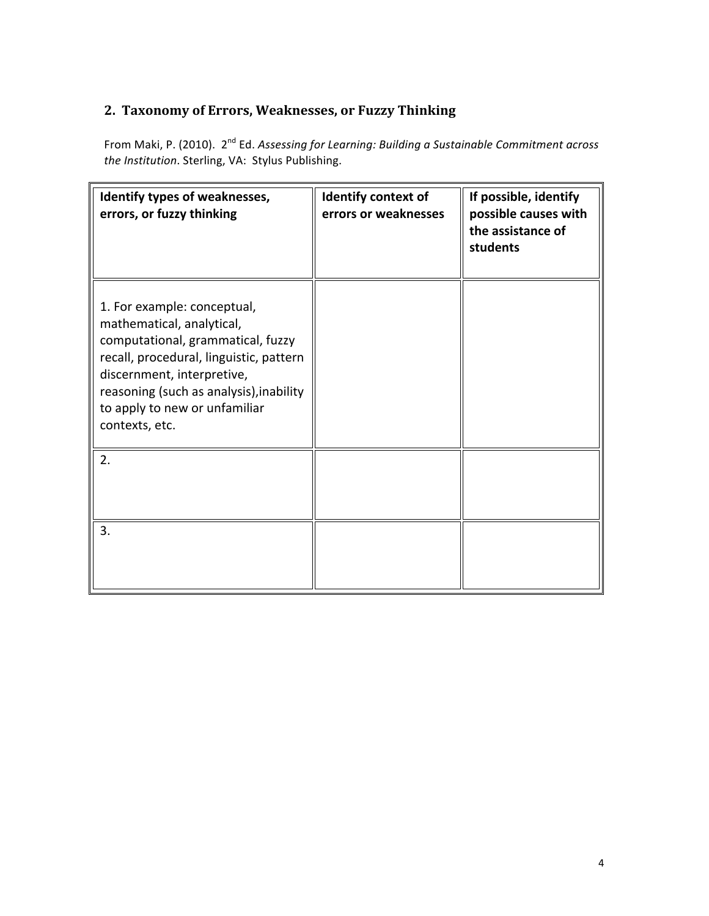## 2. Taxonomy of Errors, Weaknesses, or Fuzzy Thinking

From Maki, P. (2010). 2nd Ed. *Assessing for Learning: Building a Sustainable Commitment across the Institution*. Sterling, VA: Stylus Publishing.

| **Identify types of weaknesses, errors, or fuzzy thinking** | **Identify context of errors or weaknesses** | **If possible, identify possible causes with the assistance of students** |
|---|---|---|
| 1. For example: conceptual, mathematical, analytical, computational, grammatical, fuzzy recall, procedural, linguistic, pattern discernment, interpretive, reasoning (such as analysis),inability to apply to new or unfamiliar contexts, etc. | | |
| 2. | | |
| 3. | | |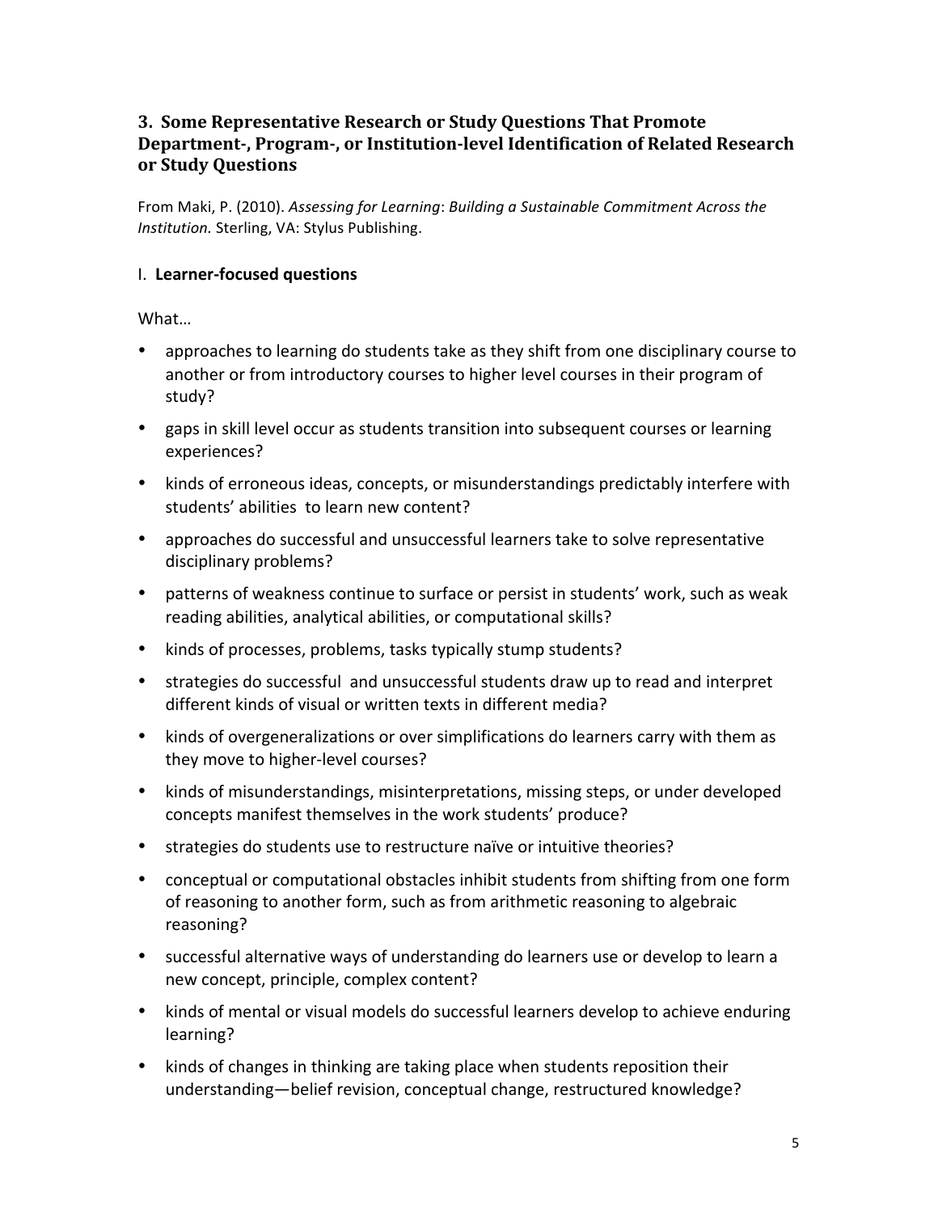## 3. Some Representative Research or Study Questions That Promote Department-, Program-, or Institution-level Identification of Related Research or Study Questions

From Maki, P. (2010). *Assessing for Learning*: *Building a Sustainable Commitment Across the Institution.* Sterling, VA: Stylus Publishing.

I. **Learner-focused questions**

What…

- approaches to learning do students take as they shift from one disciplinary course to another or from introductory courses to higher level courses in their program of study?
- gaps in skill level occur as students transition into subsequent courses or learning experiences?
- kinds of erroneous ideas, concepts, or misunderstandings predictably interfere with students' abilities to learn new content?
- approaches do successful and unsuccessful learners take to solve representative disciplinary problems?
- patterns of weakness continue to surface or persist in students' work, such as weak reading abilities, analytical abilities, or computational skills?
- kinds of processes, problems, tasks typically stump students?
- strategies do successful and unsuccessful students draw up to read and interpret different kinds of visual or written texts in different media?
- kinds of overgeneralizations or over simplifications do learners carry with them as they move to higher-level courses?
- kinds of misunderstandings, misinterpretations, missing steps, or under developed concepts manifest themselves in the work students' produce?
- strategies do students use to restructure naïve or intuitive theories?
- conceptual or computational obstacles inhibit students from shifting from one form of reasoning to another form, such as from arithmetic reasoning to algebraic reasoning?
- successful alternative ways of understanding do learners use or develop to learn a new concept, principle, complex content?
- kinds of mental or visual models do successful learners develop to achieve enduring learning?
- kinds of changes in thinking are taking place when students reposition their understanding—belief revision, conceptual change, restructured knowledge?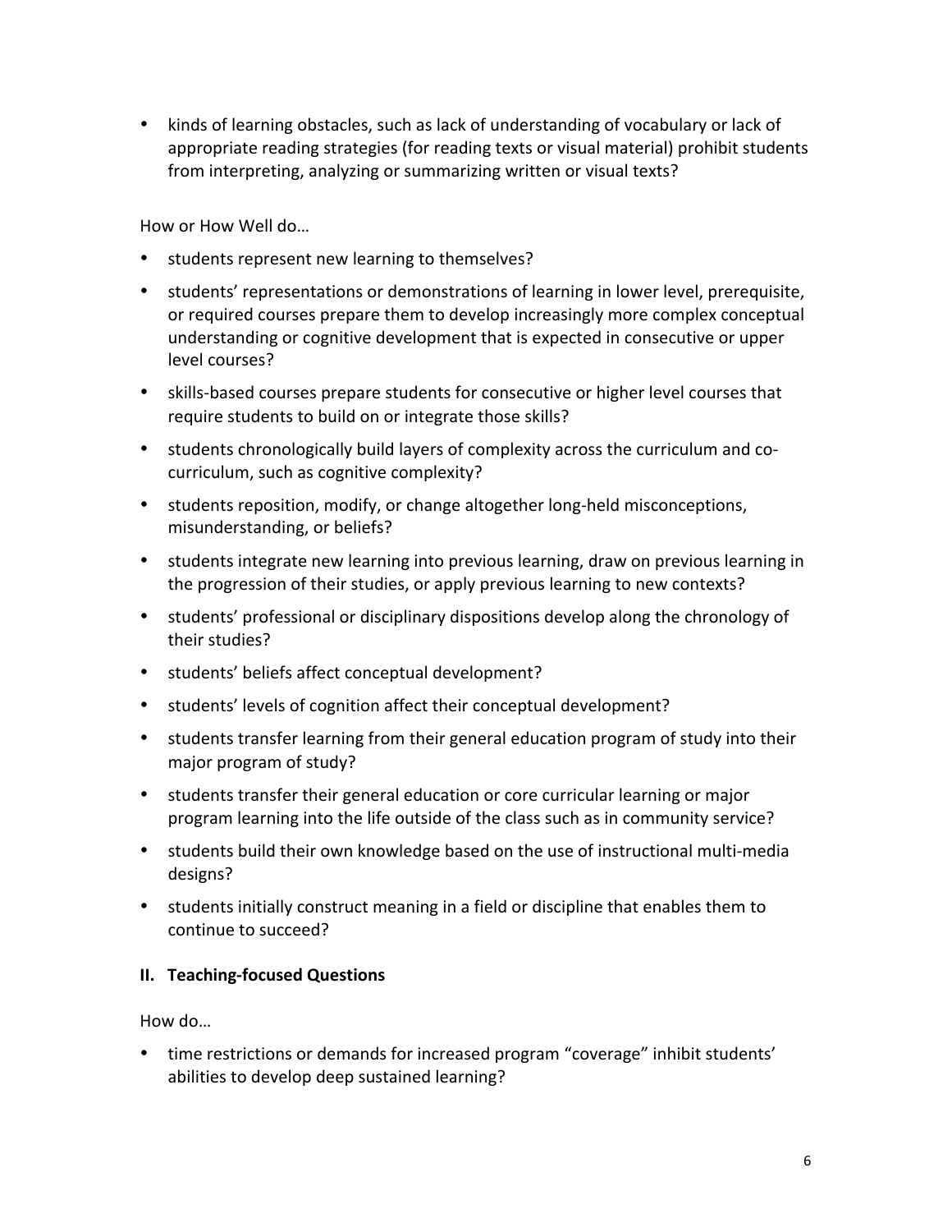- kinds of learning obstacles, such as lack of understanding of vocabulary or lack of appropriate reading strategies (for reading texts or visual material) prohibit students from interpreting, analyzing or summarizing written or visual texts?

How or How Well do…

- students represent new learning to themselves?
- students' representations or demonstrations of learning in lower level, prerequisite, or required courses prepare them to develop increasingly more complex conceptual understanding or cognitive development that is expected in consecutive or upper level courses?
- skills-based courses prepare students for consecutive or higher level courses that require students to build on or integrate those skills?
- students chronologically build layers of complexity across the curriculum and co-curriculum, such as cognitive complexity?
- students reposition, modify, or change altogether long-held misconceptions, misunderstanding, or beliefs?
- students integrate new learning into previous learning, draw on previous learning in the progression of their studies, or apply previous learning to new contexts?
- students' professional or disciplinary dispositions develop along the chronology of their studies?
- students' beliefs affect conceptual development?
- students' levels of cognition affect their conceptual development?
- students transfer learning from their general education program of study into their major program of study?
- students transfer their general education or core curricular learning or major program learning into the life outside of the class such as in community service?
- students build their own knowledge based on the use of instructional multi-media designs?
- students initially construct meaning in a field or discipline that enables them to continue to succeed?

## II. Teaching-focused Questions

How do…

- time restrictions or demands for increased program "coverage" inhibit students' abilities to develop deep sustained learning?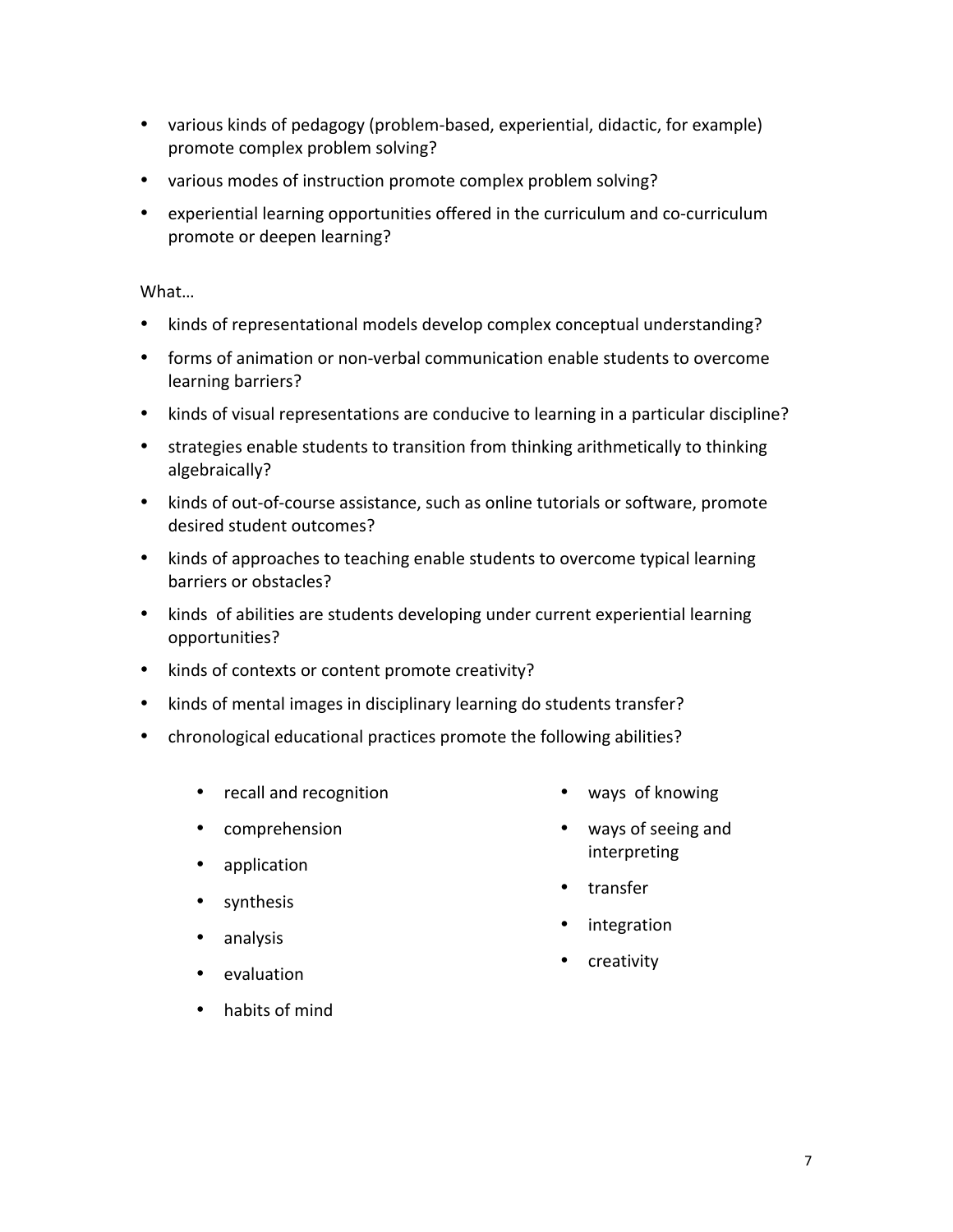- various kinds of pedagogy (problem-based, experiential, didactic, for example) promote complex problem solving?
- various modes of instruction promote complex problem solving?
- experiential learning opportunities offered in the curriculum and co-curriculum promote or deepen learning?

What…

- kinds of representational models develop complex conceptual understanding?
- forms of animation or non-verbal communication enable students to overcome learning barriers?
- kinds of visual representations are conducive to learning in a particular discipline?
- strategies enable students to transition from thinking arithmetically to thinking algebraically?
- kinds of out-of-course assistance, such as online tutorials or software, promote desired student outcomes?
- kinds of approaches to teaching enable students to overcome typical learning barriers or obstacles?
- kinds of abilities are students developing under current experiential learning opportunities?
- kinds of contexts or content promote creativity?
- kinds of mental images in disciplinary learning do students transfer?
- chronological educational practices promote the following abilities?
    - recall and recognition
    - comprehension
    - application
    - synthesis
    - analysis
    - evaluation
    - habits of mind
    - ways of knowing
    - ways of seeing and interpreting
    - transfer
    - integration
    - creativity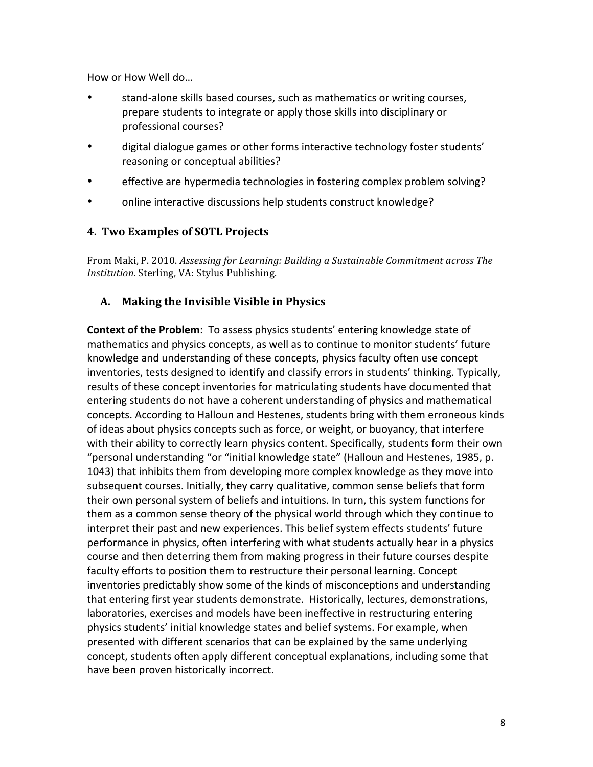How or How Well do…

- stand-alone skills based courses, such as mathematics or writing courses, prepare students to integrate or apply those skills into disciplinary or professional courses?
- digital dialogue games or other forms interactive technology foster students' reasoning or conceptual abilities?
- effective are hypermedia technologies in fostering complex problem solving?
- online interactive discussions help students construct knowledge?

## 4. Two Examples of SOTL Projects

From Maki, P. 2010. *Assessing for Learning: Building a Sustainable Commitment across The Institution.* Sterling, VA: Stylus Publishing.

### A. Making the Invisible Visible in Physics

**Context of the Problem**: To assess physics students' entering knowledge state of mathematics and physics concepts, as well as to continue to monitor students' future knowledge and understanding of these concepts, physics faculty often use concept inventories, tests designed to identify and classify errors in students' thinking. Typically, results of these concept inventories for matriculating students have documented that entering students do not have a coherent understanding of physics and mathematical concepts. According to Halloun and Hestenes, students bring with them erroneous kinds of ideas about physics concepts such as force, or weight, or buoyancy, that interfere with their ability to correctly learn physics content. Specifically, students form their own "personal understanding "or "initial knowledge state" (Halloun and Hestenes, 1985, p. 1043) that inhibits them from developing more complex knowledge as they move into subsequent courses. Initially, they carry qualitative, common sense beliefs that form their own personal system of beliefs and intuitions. In turn, this system functions for them as a common sense theory of the physical world through which they continue to interpret their past and new experiences. This belief system effects students' future performance in physics, often interfering with what students actually hear in a physics course and then deterring them from making progress in their future courses despite faculty efforts to position them to restructure their personal learning. Concept inventories predictably show some of the kinds of misconceptions and understanding that entering first year students demonstrate. Historically, lectures, demonstrations, laboratories, exercises and models have been ineffective in restructuring entering physics students' initial knowledge states and belief systems. For example, when presented with different scenarios that can be explained by the same underlying concept, students often apply different conceptual explanations, including some that have been proven historically incorrect.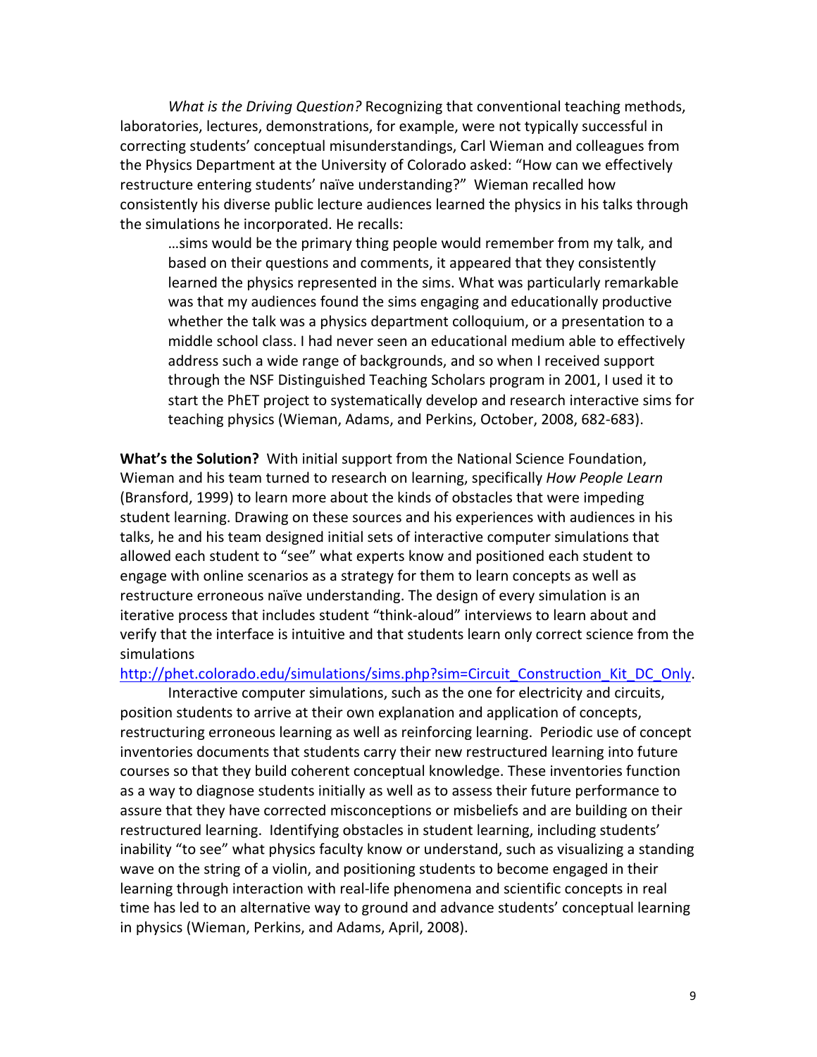*What is the Driving Question?* Recognizing that conventional teaching methods, laboratories, lectures, demonstrations, for example, were not typically successful in correcting students' conceptual misunderstandings, Carl Wieman and colleagues from the Physics Department at the University of Colorado asked: "How can we effectively restructure entering students' naïve understanding?" Wieman recalled how consistently his diverse public lecture audiences learned the physics in his talks through the simulations he incorporated. He recalls:

> …sims would be the primary thing people would remember from my talk, and based on their questions and comments, it appeared that they consistently learned the physics represented in the sims. What was particularly remarkable was that my audiences found the sims engaging and educationally productive whether the talk was a physics department colloquium, or a presentation to a middle school class. I had never seen an educational medium able to effectively address such a wide range of backgrounds, and so when I received support through the NSF Distinguished Teaching Scholars program in 2001, I used it to start the PhET project to systematically develop and research interactive sims for teaching physics (Wieman, Adams, and Perkins, October, 2008, 682-683).

**What's the Solution?** With initial support from the National Science Foundation, Wieman and his team turned to research on learning, specifically *How People Learn* (Bransford, 1999) to learn more about the kinds of obstacles that were impeding student learning. Drawing on these sources and his experiences with audiences in his talks, he and his team designed initial sets of interactive computer simulations that allowed each student to "see" what experts know and positioned each student to engage with online scenarios as a strategy for them to learn concepts as well as restructure erroneous naïve understanding. The design of every simulation is an iterative process that includes student "think-aloud" interviews to learn about and verify that the interface is intuitive and that students learn only correct science from the simulations http://phet.colorado.edu/simulations/sims.php?sim=Circuit_Construction_Kit_DC_Only.

Interactive computer simulations, such as the one for electricity and circuits, position students to arrive at their own explanation and application of concepts, restructuring erroneous learning as well as reinforcing learning. Periodic use of concept inventories documents that students carry their new restructured learning into future courses so that they build coherent conceptual knowledge. These inventories function as a way to diagnose students initially as well as to assess their future performance to assure that they have corrected misconceptions or misbeliefs and are building on their restructured learning. Identifying obstacles in student learning, including students' inability "to see" what physics faculty know or understand, such as visualizing a standing wave on the string of a violin, and positioning students to become engaged in their learning through interaction with real-life phenomena and scientific concepts in real time has led to an alternative way to ground and advance students' conceptual learning in physics (Wieman, Perkins, and Adams, April, 2008).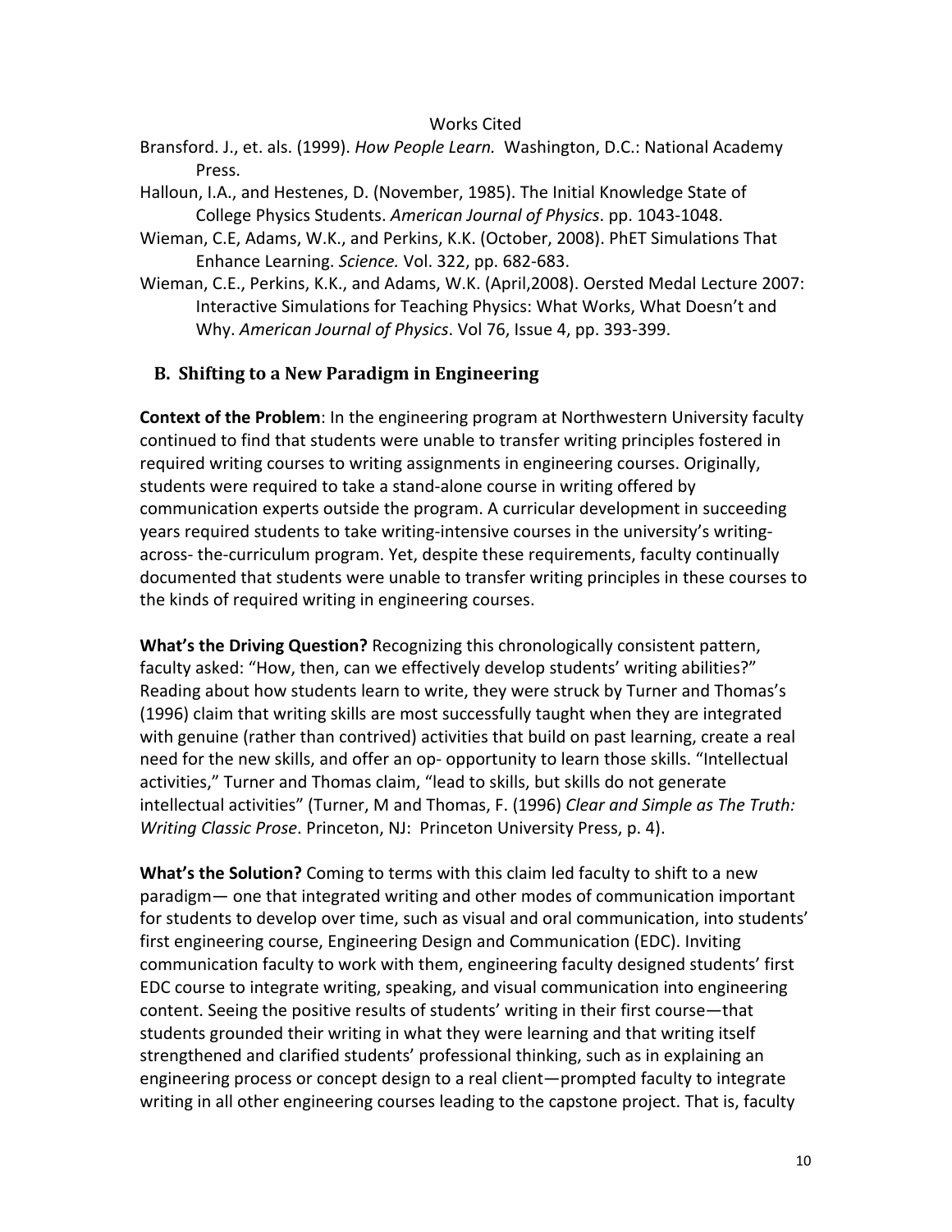Works Cited

Bransford. J., et. als. (1999). *How People Learn.* Washington, D.C.: National Academy Press.

Halloun, I.A., and Hestenes, D. (November, 1985). The Initial Knowledge State of College Physics Students. *American Journal of Physics*. pp. 1043-1048.

Wieman, C.E, Adams, W.K., and Perkins, K.K. (October, 2008). PhET Simulations That Enhance Learning. *Science.* Vol. 322, pp. 682-683.

Wieman, C.E., Perkins, K.K., and Adams, W.K. (April,2008). Oersted Medal Lecture 2007: Interactive Simulations for Teaching Physics: What Works, What Doesn't and Why. *American Journal of Physics*. Vol 76, Issue 4, pp. 393-399.

## B. Shifting to a New Paradigm in Engineering

**Context of the Problem**: In the engineering program at Northwestern University faculty continued to find that students were unable to transfer writing principles fostered in required writing courses to writing assignments in engineering courses. Originally, students were required to take a stand-alone course in writing offered by communication experts outside the program. A curricular development in succeeding years required students to take writing-intensive courses in the university's writing-across- the-curriculum program. Yet, despite these requirements, faculty continually documented that students were unable to transfer writing principles in these courses to the kinds of required writing in engineering courses.

**What's the Driving Question?** Recognizing this chronologically consistent pattern, faculty asked: "How, then, can we effectively develop students' writing abilities?" Reading about how students learn to write, they were struck by Turner and Thomas's (1996) claim that writing skills are most successfully taught when they are integrated with genuine (rather than contrived) activities that build on past learning, create a real need for the new skills, and offer an op- opportunity to learn those skills. "Intellectual activities," Turner and Thomas claim, "lead to skills, but skills do not generate intellectual activities" (Turner, M and Thomas, F. (1996) *Clear and Simple as The Truth: Writing Classic Prose*. Princeton, NJ: Princeton University Press, p. 4).

**What's the Solution?** Coming to terms with this claim led faculty to shift to a new paradigm— one that integrated writing and other modes of communication important for students to develop over time, such as visual and oral communication, into students' first engineering course, Engineering Design and Communication (EDC). Inviting communication faculty to work with them, engineering faculty designed students' first EDC course to integrate writing, speaking, and visual communication into engineering content. Seeing the positive results of students' writing in their first course—that students grounded their writing in what they were learning and that writing itself strengthened and clarified students' professional thinking, such as in explaining an engineering process or concept design to a real client—prompted faculty to integrate writing in all other engineering courses leading to the capstone project. That is, faculty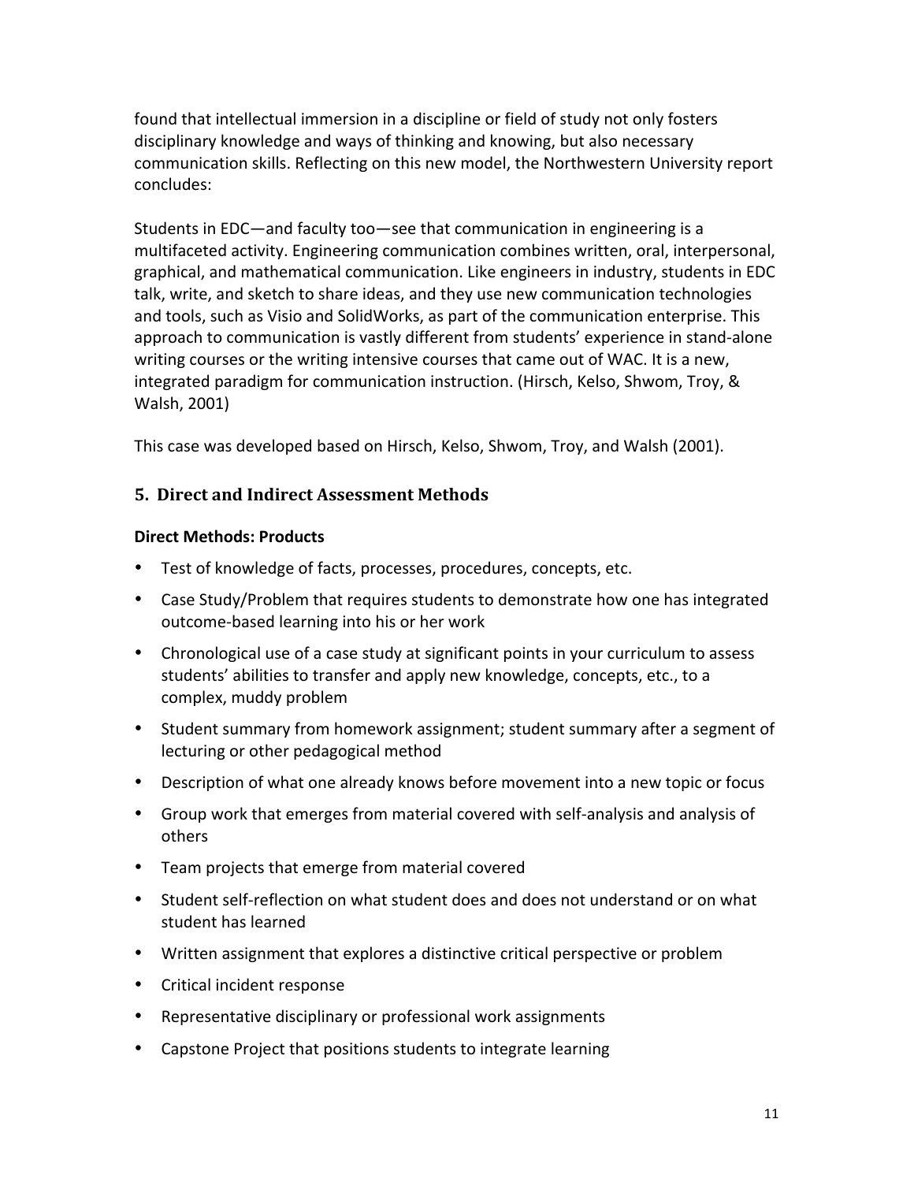found that intellectual immersion in a discipline or field of study not only fosters disciplinary knowledge and ways of thinking and knowing, but also necessary communication skills. Reflecting on this new model, the Northwestern University report concludes:

Students in EDC—and faculty too—see that communication in engineering is a multifaceted activity. Engineering communication combines written, oral, interpersonal, graphical, and mathematical communication. Like engineers in industry, students in EDC talk, write, and sketch to share ideas, and they use new communication technologies and tools, such as Visio and SolidWorks, as part of the communication enterprise. This approach to communication is vastly different from students' experience in stand-alone writing courses or the writing intensive courses that came out of WAC. It is a new, integrated paradigm for communication instruction. (Hirsch, Kelso, Shwom, Troy, & Walsh, 2001)

This case was developed based on Hirsch, Kelso, Shwom, Troy, and Walsh (2001).

## 5. Direct and Indirect Assessment Methods

**Direct Methods: Products**

- Test of knowledge of facts, processes, procedures, concepts, etc.
- Case Study/Problem that requires students to demonstrate how one has integrated outcome-based learning into his or her work
- Chronological use of a case study at significant points in your curriculum to assess students' abilities to transfer and apply new knowledge, concepts, etc., to a complex, muddy problem
- Student summary from homework assignment; student summary after a segment of lecturing or other pedagogical method
- Description of what one already knows before movement into a new topic or focus
- Group work that emerges from material covered with self-analysis and analysis of others
- Team projects that emerge from material covered
- Student self-reflection on what student does and does not understand or on what student has learned
- Written assignment that explores a distinctive critical perspective or problem
- Critical incident response
- Representative disciplinary or professional work assignments
- Capstone Project that positions students to integrate learning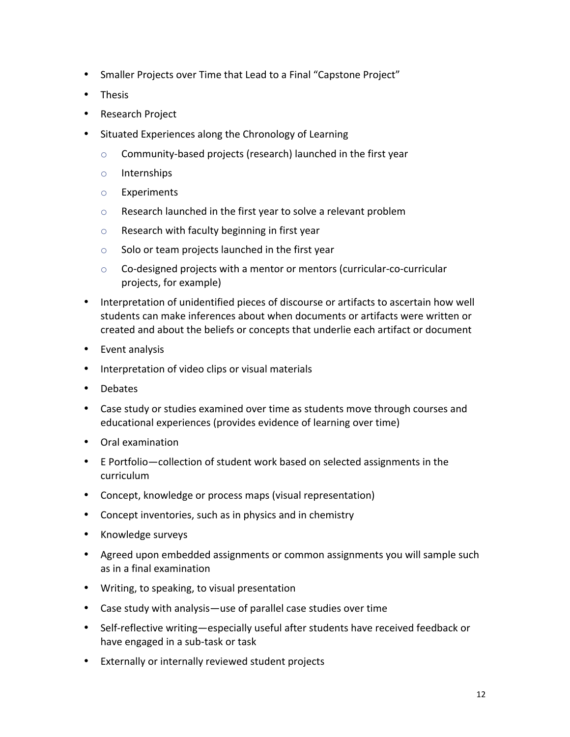- Smaller Projects over Time that Lead to a Final "Capstone Project"
- Thesis
- Research Project
- Situated Experiences along the Chronology of Learning
    - Community-based projects (research) launched in the first year
    - Internships
    - Experiments
    - Research launched in the first year to solve a relevant problem
    - Research with faculty beginning in first year
    - Solo or team projects launched in the first year
    - Co-designed projects with a mentor or mentors (curricular-co-curricular projects, for example)
- Interpretation of unidentified pieces of discourse or artifacts to ascertain how well students can make inferences about when documents or artifacts were written or created and about the beliefs or concepts that underlie each artifact or document
- Event analysis
- Interpretation of video clips or visual materials
- Debates
- Case study or studies examined over time as students move through courses and educational experiences (provides evidence of learning over time)
- Oral examination
- E Portfolio—collection of student work based on selected assignments in the curriculum
- Concept, knowledge or process maps (visual representation)
- Concept inventories, such as in physics and in chemistry
- Knowledge surveys
- Agreed upon embedded assignments or common assignments you will sample such as in a final examination
- Writing, to speaking, to visual presentation
- Case study with analysis—use of parallel case studies over time
- Self-reflective writing—especially useful after students have received feedback or have engaged in a sub-task or task
- Externally or internally reviewed student projects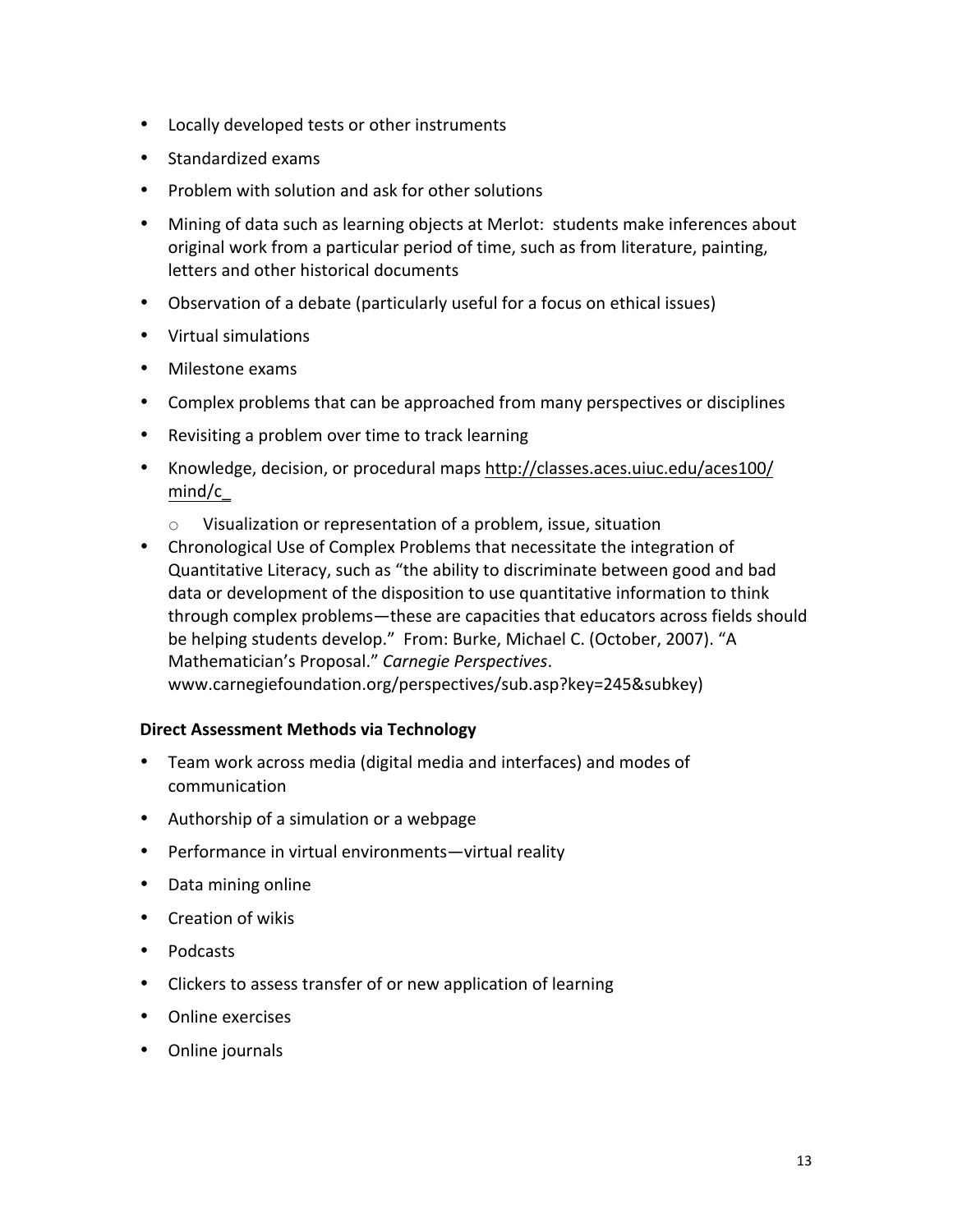- Locally developed tests or other instruments
- Standardized exams
- Problem with solution and ask for other solutions
- Mining of data such as learning objects at Merlot: students make inferences about original work from a particular period of time, such as from literature, painting, letters and other historical documents
- Observation of a debate (particularly useful for a focus on ethical issues)
- Virtual simulations
- Milestone exams
- Complex problems that can be approached from many perspectives or disciplines
- Revisiting a problem over time to track learning
- Knowledge, decision, or procedural maps http://classes.aces.uiuc.edu/aces100/mind/c_
    - Visualization or representation of a problem, issue, situation
- Chronological Use of Complex Problems that necessitate the integration of Quantitative Literacy, such as "the ability to discriminate between good and bad data or development of the disposition to use quantitative information to think through complex problems—these are capacities that educators across fields should be helping students develop." From: Burke, Michael C. (October, 2007). "A Mathematician's Proposal." *Carnegie Perspectives*. www.carnegiefoundation.org/perspectives/sub.asp?key=245&subkey)

**Direct Assessment Methods via Technology**

- Team work across media (digital media and interfaces) and modes of communication
- Authorship of a simulation or a webpage
- Performance in virtual environments—virtual reality
- Data mining online
- Creation of wikis
- Podcasts
- Clickers to assess transfer of or new application of learning
- Online exercises
- Online journals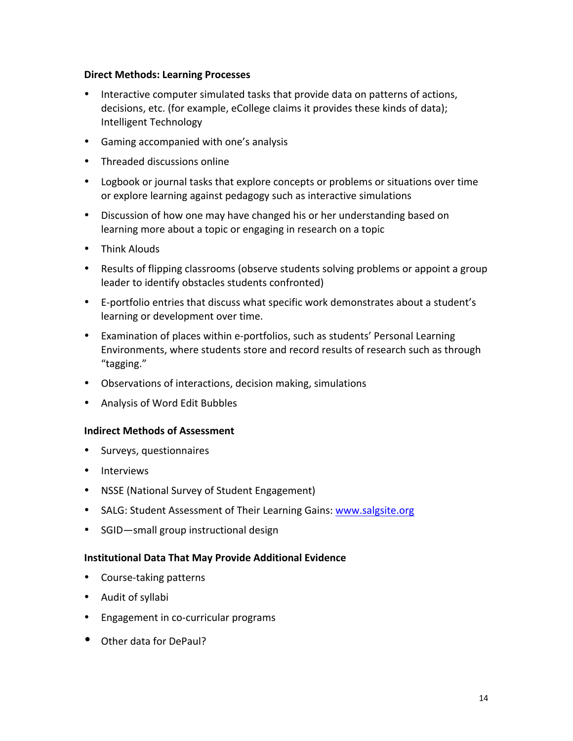**Direct Methods: Learning Processes**

- Interactive computer simulated tasks that provide data on patterns of actions, decisions, etc. (for example, eCollege claims it provides these kinds of data); Intelligent Technology
- Gaming accompanied with one's analysis
- Threaded discussions online
- Logbook or journal tasks that explore concepts or problems or situations over time or explore learning against pedagogy such as interactive simulations
- Discussion of how one may have changed his or her understanding based on learning more about a topic or engaging in research on a topic
- Think Alouds
- Results of flipping classrooms (observe students solving problems or appoint a group leader to identify obstacles students confronted)
- E-portfolio entries that discuss what specific work demonstrates about a student's learning or development over time.
- Examination of places within e-portfolios, such as students' Personal Learning Environments, where students store and record results of research such as through "tagging."
- Observations of interactions, decision making, simulations
- Analysis of Word Edit Bubbles

**Indirect Methods of Assessment**

- Surveys, questionnaires
- Interviews
- NSSE (National Survey of Student Engagement)
- SALG: Student Assessment of Their Learning Gains: www.salgsite.org
- SGID—small group instructional design

**Institutional Data That May Provide Additional Evidence**

- Course-taking patterns
- Audit of syllabi
- Engagement in co-curricular programs
- Other data for DePaul?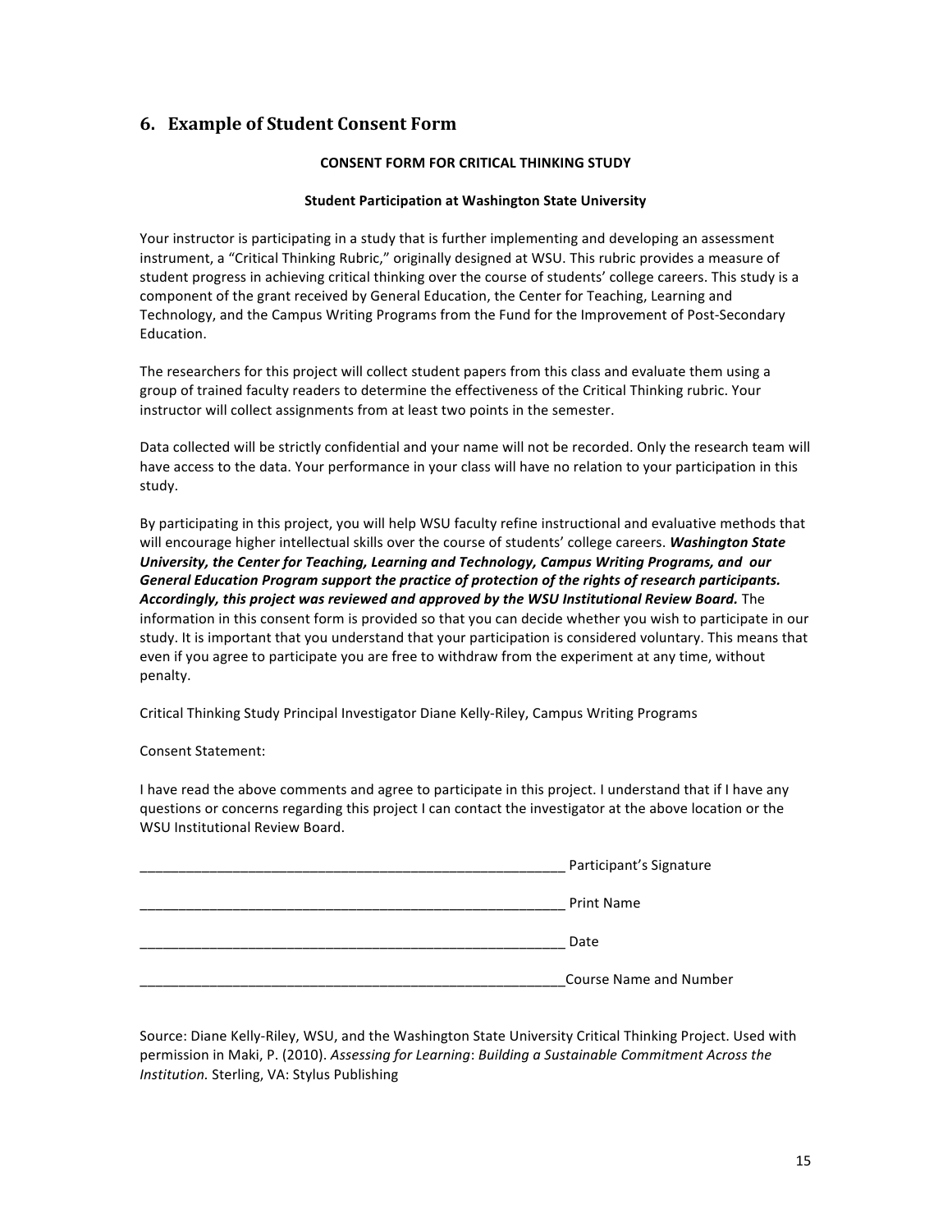## 6. Example of Student Consent Form

**CONSENT FORM FOR CRITICAL THINKING STUDY**

**Student Participation at Washington State University**

Your instructor is participating in a study that is further implementing and developing an assessment instrument, a "Critical Thinking Rubric," originally designed at WSU. This rubric provides a measure of student progress in achieving critical thinking over the course of students' college careers. This study is a component of the grant received by General Education, the Center for Teaching, Learning and Technology, and the Campus Writing Programs from the Fund for the Improvement of Post-Secondary Education.

The researchers for this project will collect student papers from this class and evaluate them using a group of trained faculty readers to determine the effectiveness of the Critical Thinking rubric. Your instructor will collect assignments from at least two points in the semester.

Data collected will be strictly confidential and your name will not be recorded. Only the research team will have access to the data. Your performance in your class will have no relation to your participation in this study.

By participating in this project, you will help WSU faculty refine instructional and evaluative methods that will encourage higher intellectual skills over the course of students' college careers. ***Washington State University, the Center for Teaching, Learning and Technology, Campus Writing Programs, and our General Education Program support the practice of protection of the rights of research participants. Accordingly, this project was reviewed and approved by the WSU Institutional Review Board.*** The information in this consent form is provided so that you can decide whether you wish to participate in our study. It is important that you understand that your participation is considered voluntary. This means that even if you agree to participate you are free to withdraw from the experiment at any time, without penalty.

Critical Thinking Study Principal Investigator Diane Kelly-Riley, Campus Writing Programs

Consent Statement:

I have read the above comments and agree to participate in this project. I understand that if I have any questions or concerns regarding this project I can contact the investigator at the above location or the WSU Institutional Review Board.

_________________________________________________________ Participant's Signature

_________________________________________________________ Print Name

_________________________________________________________ Date

_________________________________________________________Course Name and Number

Source: Diane Kelly-Riley, WSU, and the Washington State University Critical Thinking Project. Used with permission in Maki, P. (2010). *Assessing for Learning*: *Building a Sustainable Commitment Across the Institution.* Sterling, VA: Stylus Publishing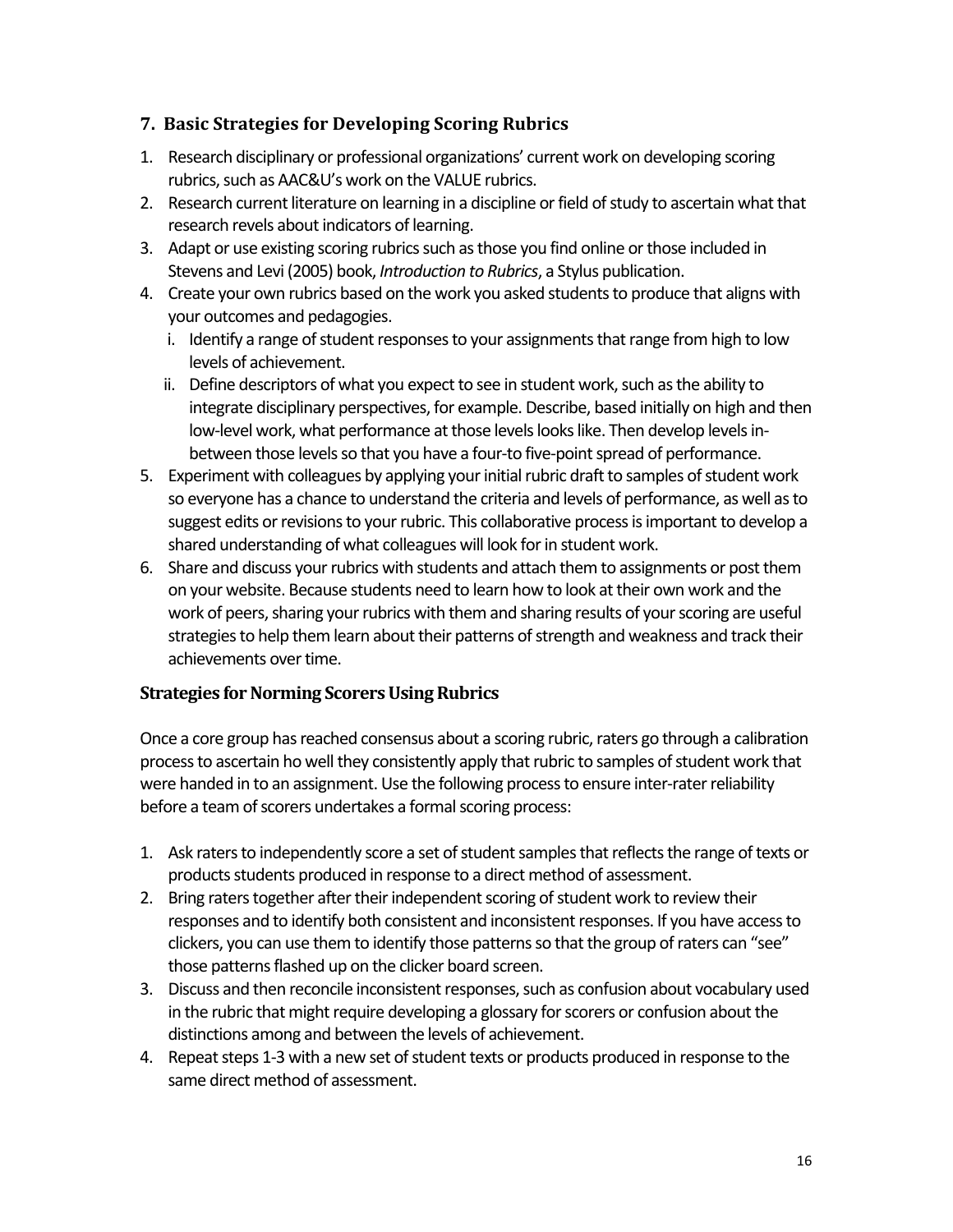## 7. Basic Strategies for Developing Scoring Rubrics

1. Research disciplinary or professional organizations' current work on developing scoring rubrics, such as AAC&U's work on the VALUE rubrics.
2. Research current literature on learning in a discipline or field of study to ascertain what that research revels about indicators of learning.
3. Adapt or use existing scoring rubrics such as those you find online or those included in Stevens and Levi (2005) book, *Introduction to Rubrics*, a Stylus publication.
4. Create your own rubrics based on the work you asked students to produce that aligns with your outcomes and pedagogies.
   i. Identify a range of student responses to your assignments that range from high to low levels of achievement.
   ii. Define descriptors of what you expect to see in student work, such as the ability to integrate disciplinary perspectives, for example. Describe, based initially on high and then low-level work, what performance at those levels looks like. Then develop levels in-between those levels so that you have a four-to five-point spread of performance.
5. Experiment with colleagues by applying your initial rubric draft to samples of student work so everyone has a chance to understand the criteria and levels of performance, as well as to suggest edits or revisions to your rubric. This collaborative process is important to develop a shared understanding of what colleagues will look for in student work.
6. Share and discuss your rubrics with students and attach them to assignments or post them on your website. Because students need to learn how to look at their own work and the work of peers, sharing your rubrics with them and sharing results of your scoring are useful strategies to help them learn about their patterns of strength and weakness and track their achievements over time.

### Strategies for Norming Scorers Using Rubrics

Once a core group has reached consensus about a scoring rubric, raters go through a calibration process to ascertain ho well they consistently apply that rubric to samples of student work that were handed in to an assignment. Use the following process to ensure inter-rater reliability before a team of scorers undertakes a formal scoring process:

1. Ask raters to independently score a set of student samples that reflects the range of texts or products students produced in response to a direct method of assessment.
2. Bring raters together after their independent scoring of student work to review their responses and to identify both consistent and inconsistent responses. If you have access to clickers, you can use them to identify those patterns so that the group of raters can "see" those patterns flashed up on the clicker board screen.
3. Discuss and then reconcile inconsistent responses, such as confusion about vocabulary used in the rubric that might require developing a glossary for scorers or confusion about the distinctions among and between the levels of achievement.
4. Repeat steps 1-3 with a new set of student texts or products produced in response to the same direct method of assessment.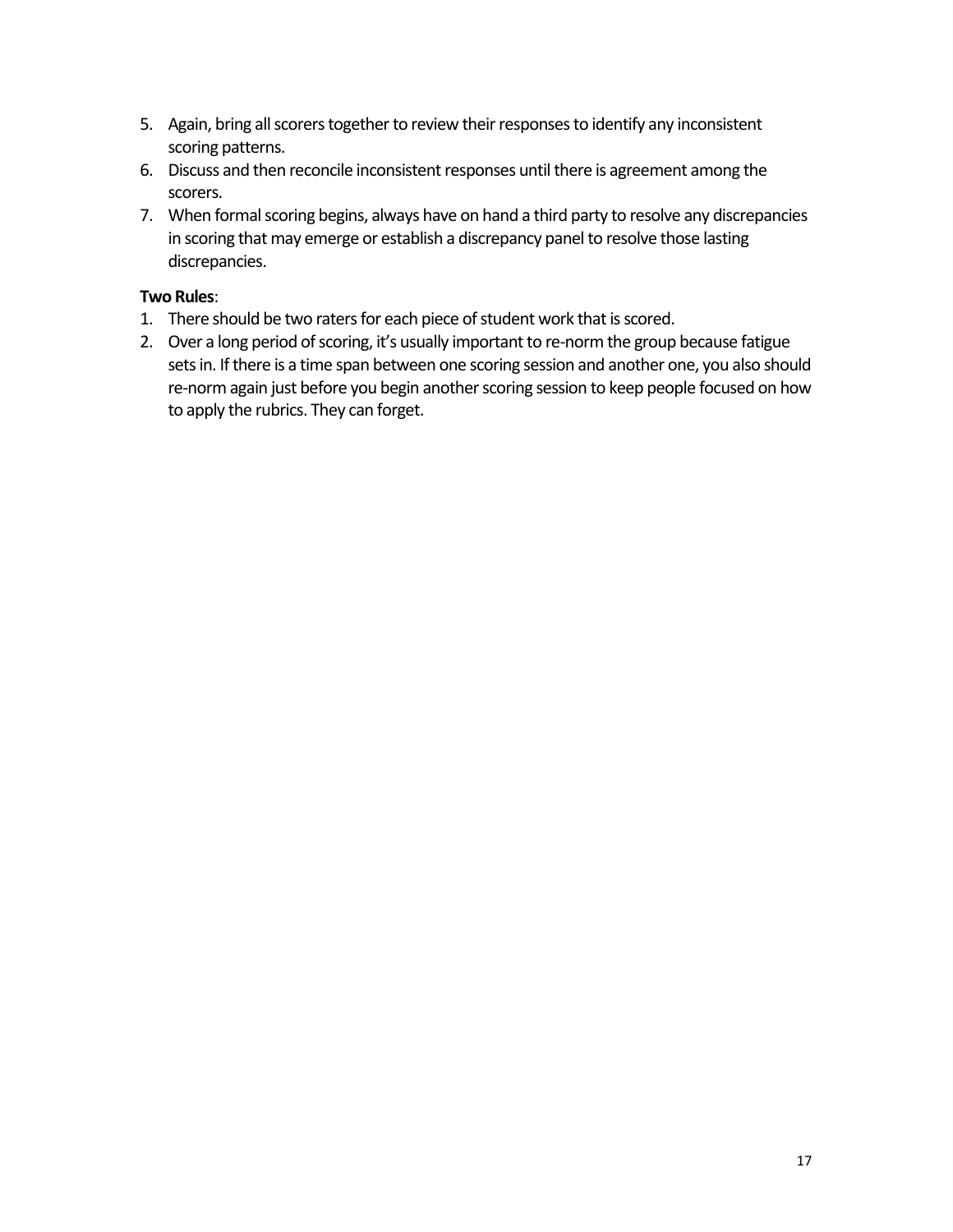5. Again, bring all scorers together to review their responses to identify any inconsistent scoring patterns.
6. Discuss and then reconcile inconsistent responses until there is agreement among the scorers.
7. When formal scoring begins, always have on hand a third party to resolve any discrepancies in scoring that may emerge or establish a discrepancy panel to resolve those lasting discrepancies.

**Two Rules**:

1. There should be two raters for each piece of student work that is scored.
2. Over a long period of scoring, it's usually important to re-norm the group because fatigue sets in. If there is a time span between one scoring session and another one, you also should re-norm again just before you begin another scoring session to keep people focused on how to apply the rubrics. They can forget.